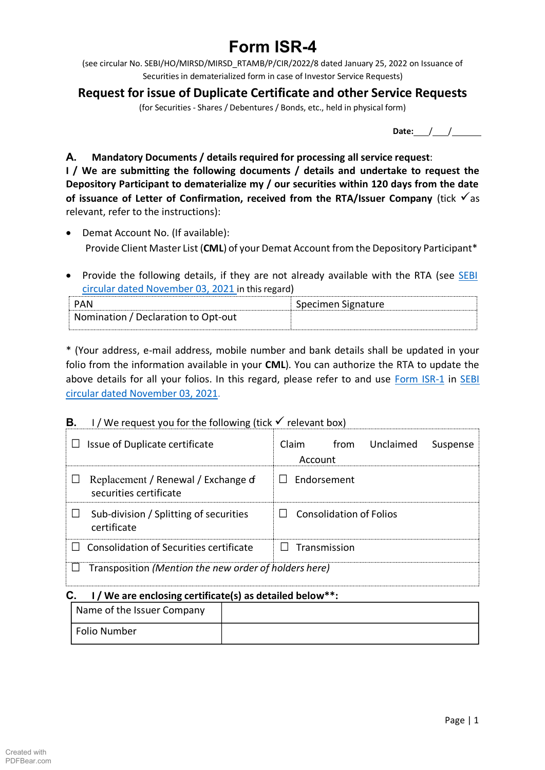# Form ISR-4

(see circular No. SEBI/HO/MIRSD/MIRSD_RTAMB/P/CIR/2022/8 dated January 25, 2022 on Issuance of Securities in dematerialized form in case of Investor Service Requests)

## Request for issue of Duplicate Certificate and other Service Requests

(for Securities - Shares / Debentures / Bonds, etc., held in physical form)

**Date:**___/___/______

**A. Mandatory Documents / details required for processing all service request:**

**I / We are submitting the following documents / details and undertake to request the Depository Participant to dematerialize my / our securities within 120 days from the date of issuance of Letter of Confirmation, received from the RTA/Issuer Company** (tick ✓ as relevant, refer to the instructions):

- Demat Account No. (If available):
  Provide Client Master List (**CML**) of your Demat Account from the Depository Participant*

- Provide the following details, if they are not already available with the RTA (see SEBI circular dated November 03, 2021 in this regard)

| PAN | Specimen Signature |
|---|---|
| Nomination / Declaration to Opt-out | |

* (Your address, e-mail address, mobile number and bank details shall be updated in your folio from the information available in your **CML**). You can authorize the RTA to update the above details for all your folios. In this regard, please refer to and use Form ISR-1 in SEBI circular dated November 03, 2021.

**B.** I / We request you for the following (tick ✓ relevant box)

| | |
|---|---|
| ☐ Issue of Duplicate certificate | Claim from Unclaimed Suspense Account |
| ☐ Replacement / Renewal / Exchange of securities certificate | ☐ Endorsement |
| ☐ Sub-division / Splitting of securities certificate | ☐ Consolidation of Folios |
| ☐ Consolidation of Securities certificate | ☐ Transmission |
| ☐ Transposition *(Mention the new order of holders here)* | |

**C. I / We are enclosing certificate(s) as detailed below**:**

| Name of the Issuer Company | |
|---|---|
| Folio Number | |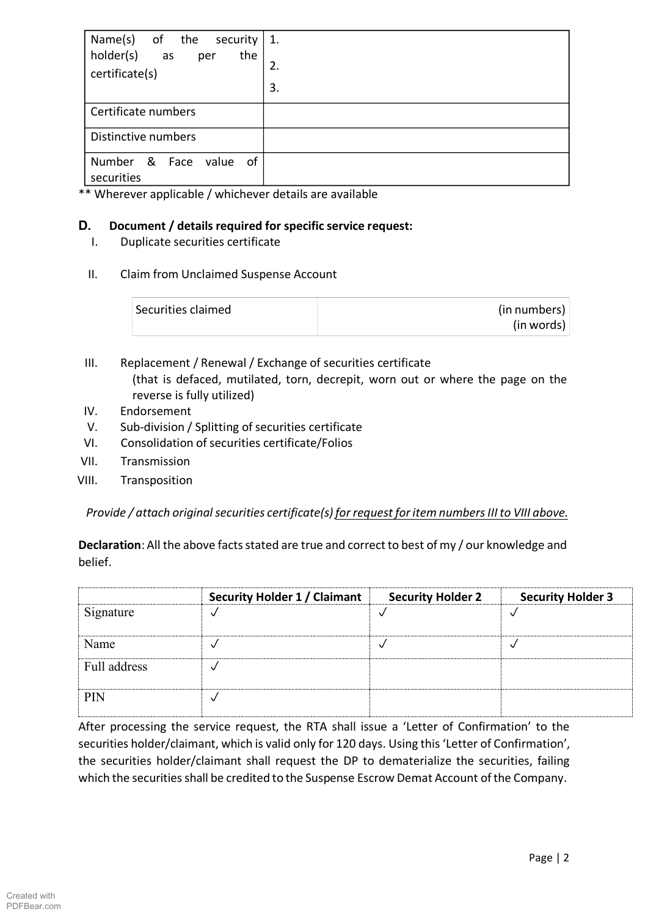| | |
|---|---|
| Name(s) of the security holder(s) as per the certificate(s) | 1.<br>2.<br>3. |
| Certificate numbers | |
| Distinctive numbers | |
| Number & Face value of securities | |

** Wherever applicable / whichever details are available

**D. Document / details required for specific service request:**

I. Duplicate securities certificate

II. Claim from Unclaimed Suspense Account

| | |
|---|---|
| Securities claimed | (in numbers)<br>(in words) |

III. Replacement / Renewal / Exchange of securities certificate (that is defaced, mutilated, torn, decrepit, worn out or where the page on the reverse is fully utilized)

IV. Endorsement

V. Sub-division / Splitting of securities certificate

VI. Consolidation of securities certificate/Folios

VII. Transmission

VIII. Transposition

*Provide / attach original securities certificate(s) for request for item numbers III to VIII above.*

**Declaration**: All the above facts stated are true and correct to best of my / our knowledge and belief.

| | Security Holder 1 / Claimant | Security Holder 2 | Security Holder 3 |
|---|---|---|---|
| Signature | ✓ | ✓ | ✓ |
| Name | ✓ | ✓ | ✓ |
| Full address | ✓ | | |
| PIN | ✓ | | |

After processing the service request, the RTA shall issue a 'Letter of Confirmation' to the securities holder/claimant, which is valid only for 120 days. Using this 'Letter of Confirmation', the securities holder/claimant shall request the DP to dematerialize the securities, failing which the securities shall be credited to the Suspense Escrow Demat Account of the Company.